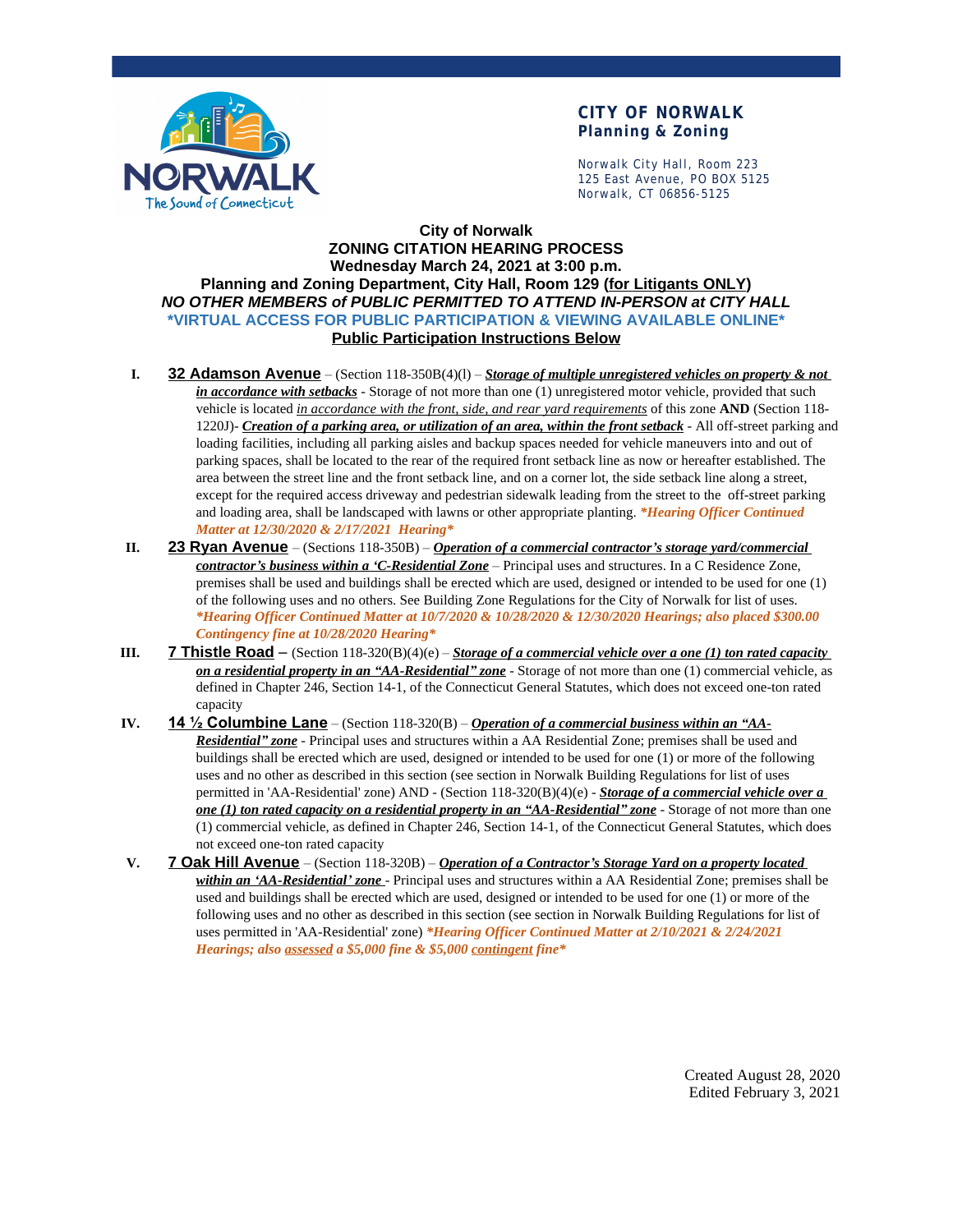**CITY OF NORWALK**
**Planning & Zoning**

Norwalk City Hall, Room 223
125 East Avenue, PO BOX 5125
Norwalk, CT 06856-5125

**City of Norwalk**
**ZONING CITATION HEARING PROCESS**
**Wednesday March 24, 2021 at 3:00 p.m.**
**Planning and Zoning Department, City Hall, Room 129 (for Litigants ONLY)**
***NO OTHER MEMBERS of PUBLIC PERMITTED TO ATTEND IN-PERSON at CITY HALL***
**\*VIRTUAL ACCESS FOR PUBLIC PARTICIPATION & VIEWING AVAILABLE ONLINE\***
**Public Participation Instructions Below**

I. **32 Adamson Avenue** – (Section 118-350B(4)(l) – ***Storage of multiple unregistered vehicles on property & not in accordance with setbacks*** - Storage of not more than one (1) unregistered motor vehicle, provided that such vehicle is located *in accordance with the front, side, and rear yard requirements* of this zone **AND** (Section 118-1220J)- ***Creation of a parking area, or utilization of an area, within the front setback*** - All off-street parking and loading facilities, including all parking aisles and backup spaces needed for vehicle maneuvers into and out of parking spaces, shall be located to the rear of the required front setback line as now or hereafter established. The area between the street line and the front setback line, and on a corner lot, the side setback line along a street, except for the required access driveway and pedestrian sidewalk leading from the street to the off-street parking and loading area, shall be landscaped with lawns or other appropriate planting. ***\*Hearing Officer Continued Matter at 12/30/2020 & 2/17/2021 Hearing\****

II. **23 Ryan Avenue** – (Sections 118-350B) – ***Operation of a commercial contractor's storage yard/commercial contractor's business within a 'C-Residential Zone*** – Principal uses and structures. In a C Residence Zone, premises shall be used and buildings shall be erected which are used, designed or intended to be used for one (1) of the following uses and no others. See Building Zone Regulations for the City of Norwalk for list of uses. ***\*Hearing Officer Continued Matter at 10/7/2020 & 10/28/2020 & 12/30/2020 Hearings; also placed $300.00 Contingency fine at 10/28/2020 Hearing\****

III. **7 Thistle Road** – (Section 118-320(B)(4)(e) – ***Storage of a commercial vehicle over a one (1) ton rated capacity on a residential property in an "AA-Residential" zone*** - Storage of not more than one (1) commercial vehicle, as defined in Chapter 246, Section 14-1, of the Connecticut General Statutes, which does not exceed one-ton rated capacity

IV. **14 ½ Columbine Lane** – (Section 118-320(B) – ***Operation of a commercial business within an "AA-Residential" zone*** - Principal uses and structures within a AA Residential Zone; premises shall be used and buildings shall be erected which are used, designed or intended to be used for one (1) or more of the following uses and no other as described in this section (see section in Norwalk Building Regulations for list of uses permitted in 'AA-Residential' zone) AND - (Section 118-320(B)(4)(e) - ***Storage of a commercial vehicle over a one (1) ton rated capacity on a residential property in an "AA-Residential" zone*** - Storage of not more than one (1) commercial vehicle, as defined in Chapter 246, Section 14-1, of the Connecticut General Statutes, which does not exceed one-ton rated capacity

V. **7 Oak Hill Avenue** – (Section 118-320B) – ***Operation of a Contractor's Storage Yard on a property located within an 'AA-Residential' zone*** - Principal uses and structures within a AA Residential Zone; premises shall be used and buildings shall be erected which are used, designed or intended to be used for one (1) or more of the following uses and no other as described in this section (see section in Norwalk Building Regulations for list of uses permitted in 'AA-Residential' zone) ***\*Hearing Officer Continued Matter at 2/10/2021 & 2/24/2021 Hearings; also assessed a $5,000 fine & $5,000 contingent fine\****

Created August 28, 2020
Edited February 3, 2021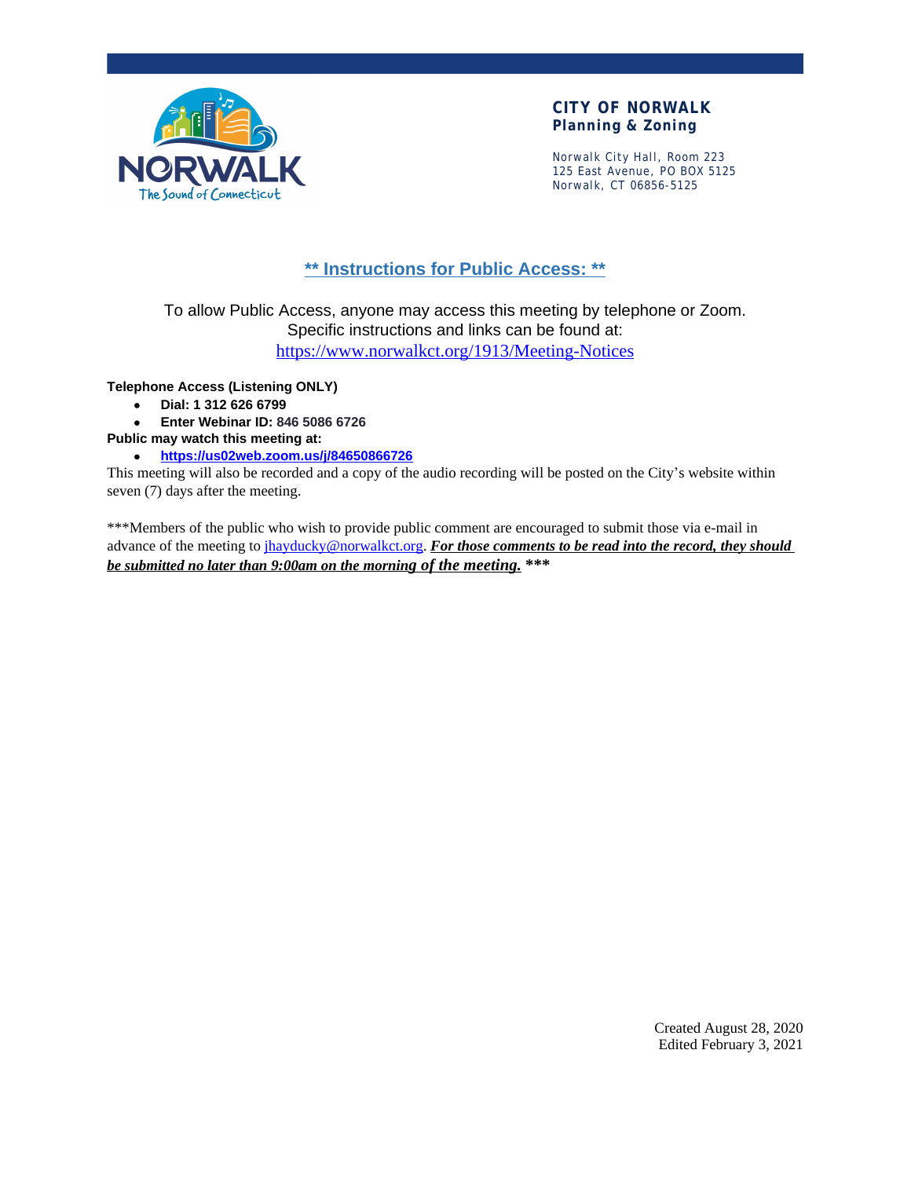**CITY OF NORWALK**
**Planning & Zoning**

Norwalk City Hall, Room 223
125 East Avenue, PO BOX 5125
Norwalk, CT 06856-5125

## ** Instructions for Public Access: **

To allow Public Access, anyone may access this meeting by telephone or Zoom.
Specific instructions and links can be found at:
https://www.norwalkct.org/1913/Meeting-Notices

**Telephone Access (Listening ONLY)**

- **Dial: 1 312 626 6799**
- **Enter Webinar ID: 846 5086 6726**

**Public may watch this meeting at:**

- **https://us02web.zoom.us/j/84650866726**

This meeting will also be recorded and a copy of the audio recording will be posted on the City's website within seven (7) days after the meeting.

***Members of the public who wish to provide public comment are encouraged to submit those via e-mail in advance of the meeting to jhayducky@norwalkct.org. ***For those comments to be read into the record, they should be submitted no later than 9:00am on the morning of the meeting.*** ***

Created August 28, 2020
Edited February 3, 2021